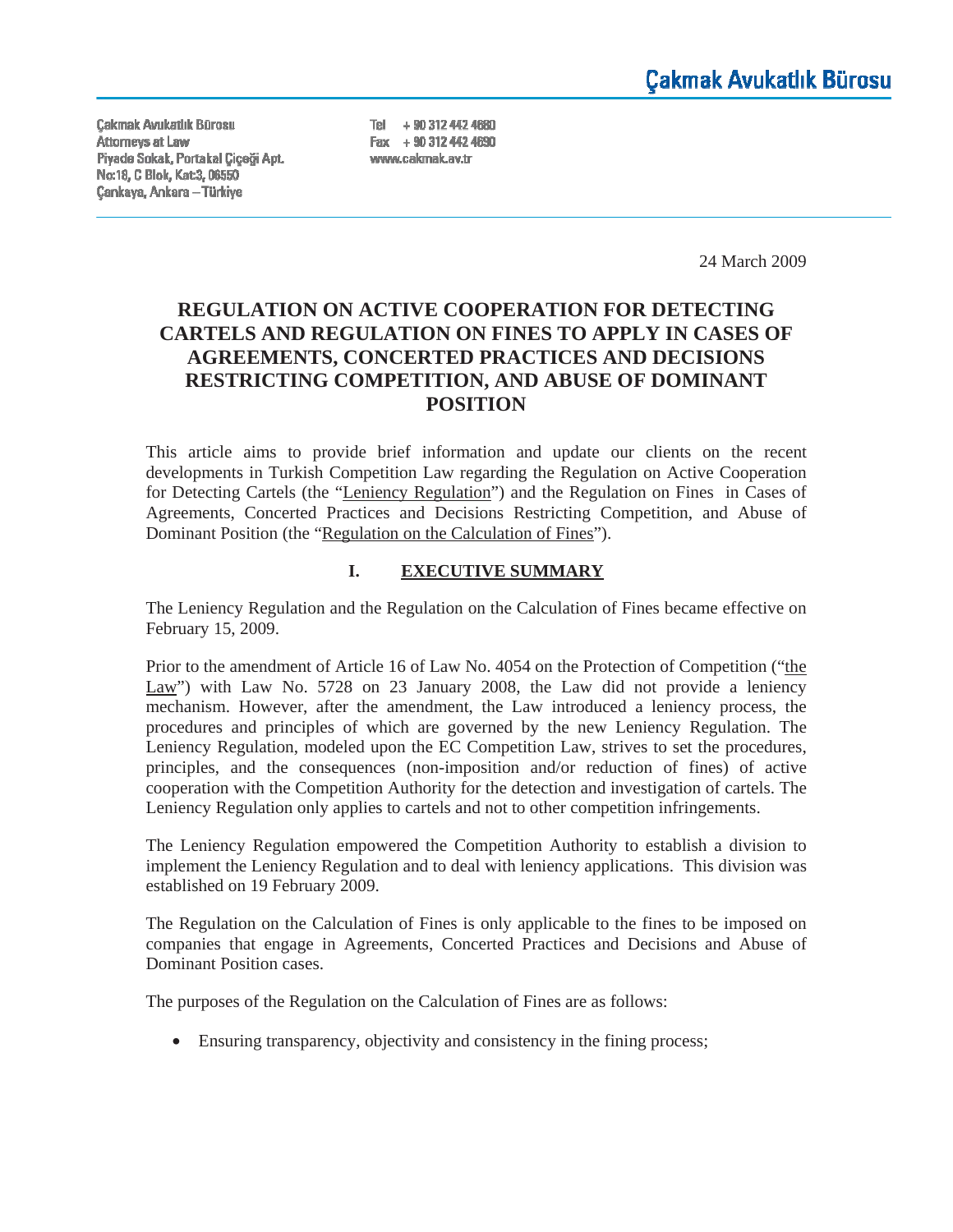Çakmak Avukatlık Bürosu

Çakmak Avukatlık Bürosu
Attorneys at Law
Piyade Sokak, Portakal Çiçeği Apt.
No:18, C Blok, Kat:3, 06550
Çankaya, Ankara – Türkiye

Tel + 90 312 442 4680
Fax + 90 312 442 4690
www.cakmak.av.tr

24 March 2009

# REGULATION ON ACTIVE COOPERATION FOR DETECTING CARTELS AND REGULATION ON FINES TO APPLY IN CASES OF AGREEMENTS, CONCERTED PRACTICES AND DECISIONS RESTRICTING COMPETITION, AND ABUSE OF DOMINANT POSITION

This article aims to provide brief information and update our clients on the recent developments in Turkish Competition Law regarding the Regulation on Active Cooperation for Detecting Cartels (the "Leniency Regulation") and the Regulation on Fines in Cases of Agreements, Concerted Practices and Decisions Restricting Competition, and Abuse of Dominant Position (the "Regulation on the Calculation of Fines").

## I. EXECUTIVE SUMMARY

The Leniency Regulation and the Regulation on the Calculation of Fines became effective on February 15, 2009.

Prior to the amendment of Article 16 of Law No. 4054 on the Protection of Competition ("the Law") with Law No. 5728 on 23 January 2008, the Law did not provide a leniency mechanism. However, after the amendment, the Law introduced a leniency process, the procedures and principles of which are governed by the new Leniency Regulation. The Leniency Regulation, modeled upon the EC Competition Law, strives to set the procedures, principles, and the consequences (non-imposition and/or reduction of fines) of active cooperation with the Competition Authority for the detection and investigation of cartels. The Leniency Regulation only applies to cartels and not to other competition infringements.

The Leniency Regulation empowered the Competition Authority to establish a division to implement the Leniency Regulation and to deal with leniency applications. This division was established on 19 February 2009.

The Regulation on the Calculation of Fines is only applicable to the fines to be imposed on companies that engage in Agreements, Concerted Practices and Decisions and Abuse of Dominant Position cases.

The purposes of the Regulation on the Calculation of Fines are as follows:

- Ensuring transparency, objectivity and consistency in the fining process;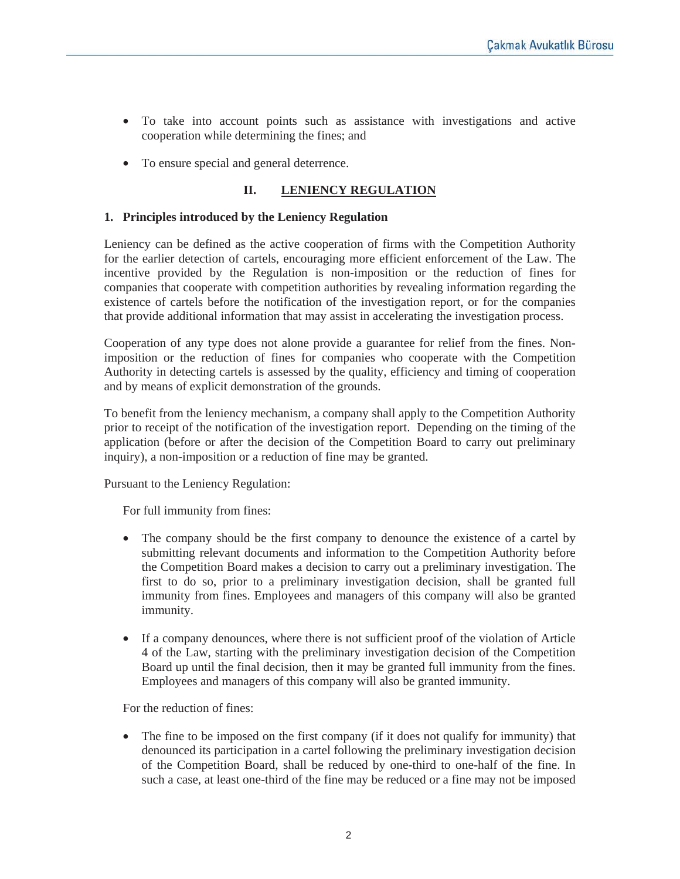- To take into account points such as assistance with investigations and active cooperation while determining the fines; and

- To ensure special and general deterrence.

## II. LENIENCY REGULATION

### 1. Principles introduced by the Leniency Regulation

Leniency can be defined as the active cooperation of firms with the Competition Authority for the earlier detection of cartels, encouraging more efficient enforcement of the Law. The incentive provided by the Regulation is non-imposition or the reduction of fines for companies that cooperate with competition authorities by revealing information regarding the existence of cartels before the notification of the investigation report, or for the companies that provide additional information that may assist in accelerating the investigation process.

Cooperation of any type does not alone provide a guarantee for relief from the fines. Non-imposition or the reduction of fines for companies who cooperate with the Competition Authority in detecting cartels is assessed by the quality, efficiency and timing of cooperation and by means of explicit demonstration of the grounds.

To benefit from the leniency mechanism, a company shall apply to the Competition Authority prior to receipt of the notification of the investigation report. Depending on the timing of the application (before or after the decision of the Competition Board to carry out preliminary inquiry), a non-imposition or a reduction of fine may be granted.

Pursuant to the Leniency Regulation:

For full immunity from fines:

- The company should be the first company to denounce the existence of a cartel by submitting relevant documents and information to the Competition Authority before the Competition Board makes a decision to carry out a preliminary investigation. The first to do so, prior to a preliminary investigation decision, shall be granted full immunity from fines. Employees and managers of this company will also be granted immunity.

- If a company denounces, where there is not sufficient proof of the violation of Article 4 of the Law, starting with the preliminary investigation decision of the Competition Board up until the final decision, then it may be granted full immunity from the fines. Employees and managers of this company will also be granted immunity.

For the reduction of fines:

- The fine to be imposed on the first company (if it does not qualify for immunity) that denounced its participation in a cartel following the preliminary investigation decision of the Competition Board, shall be reduced by one-third to one-half of the fine. In such a case, at least one-third of the fine may be reduced or a fine may not be imposed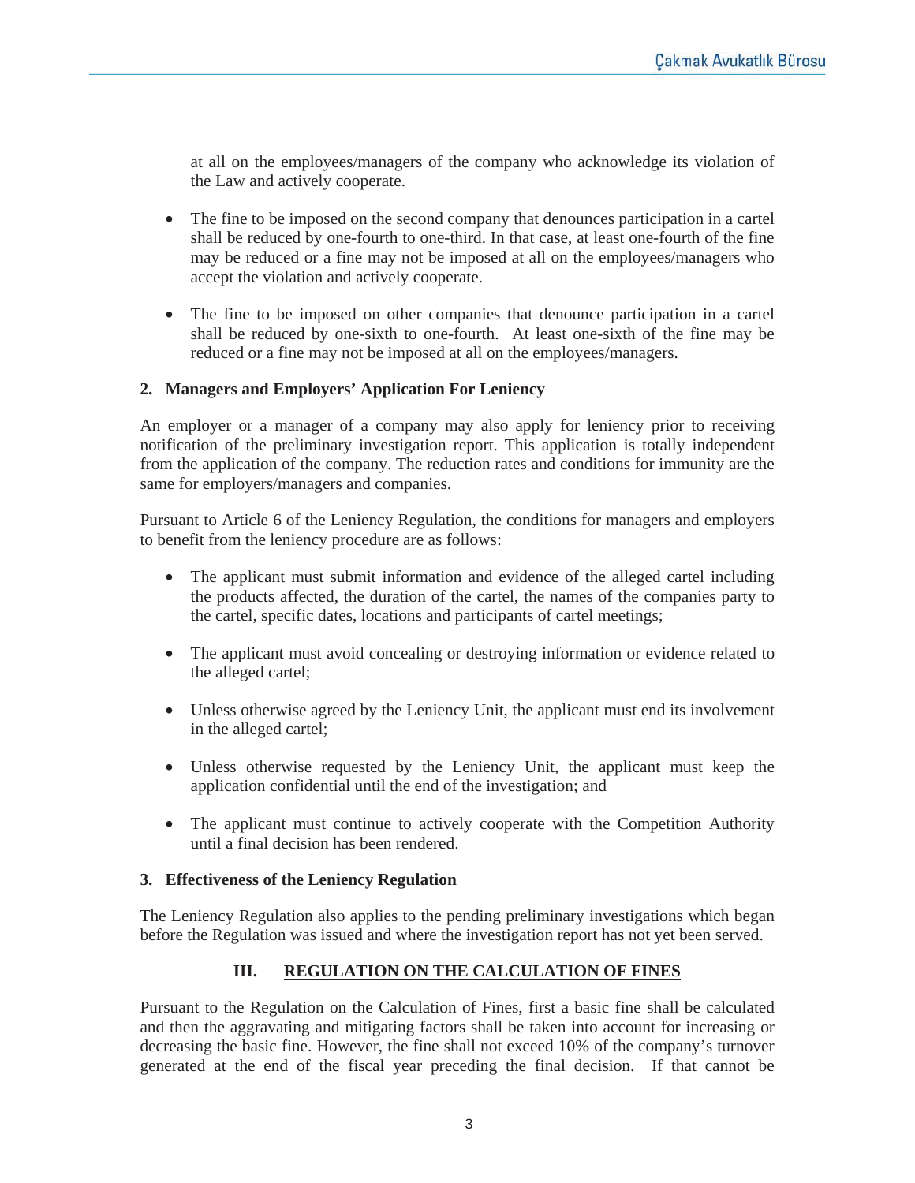at all on the employees/managers of the company who acknowledge its violation of the Law and actively cooperate.

- The fine to be imposed on the second company that denounces participation in a cartel shall be reduced by one-fourth to one-third. In that case, at least one-fourth of the fine may be reduced or a fine may not be imposed at all on the employees/managers who accept the violation and actively cooperate.

- The fine to be imposed on other companies that denounce participation in a cartel shall be reduced by one-sixth to one-fourth. At least one-sixth of the fine may be reduced or a fine may not be imposed at all on the employees/managers.

### 2. Managers and Employers' Application For Leniency

An employer or a manager of a company may also apply for leniency prior to receiving notification of the preliminary investigation report. This application is totally independent from the application of the company. The reduction rates and conditions for immunity are the same for employers/managers and companies.

Pursuant to Article 6 of the Leniency Regulation, the conditions for managers and employers to benefit from the leniency procedure are as follows:

- The applicant must submit information and evidence of the alleged cartel including the products affected, the duration of the cartel, the names of the companies party to the cartel, specific dates, locations and participants of cartel meetings;

- The applicant must avoid concealing or destroying information or evidence related to the alleged cartel;

- Unless otherwise agreed by the Leniency Unit, the applicant must end its involvement in the alleged cartel;

- Unless otherwise requested by the Leniency Unit, the applicant must keep the application confidential until the end of the investigation; and

- The applicant must continue to actively cooperate with the Competition Authority until a final decision has been rendered.

### 3. Effectiveness of the Leniency Regulation

The Leniency Regulation also applies to the pending preliminary investigations which began before the Regulation was issued and where the investigation report has not yet been served.

## III. REGULATION ON THE CALCULATION OF FINES

Pursuant to the Regulation on the Calculation of Fines, first a basic fine shall be calculated and then the aggravating and mitigating factors shall be taken into account for increasing or decreasing the basic fine. However, the fine shall not exceed 10% of the company's turnover generated at the end of the fiscal year preceding the final decision. If that cannot be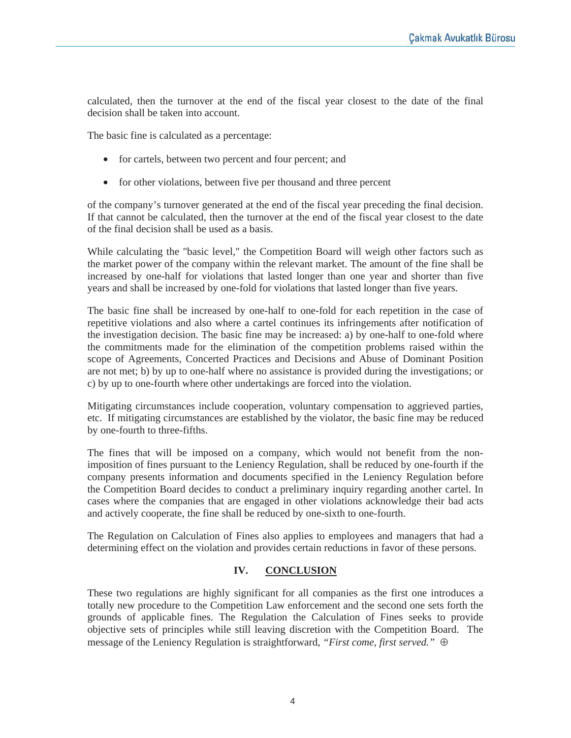calculated, then the turnover at the end of the fiscal year closest to the date of the final decision shall be taken into account.

The basic fine is calculated as a percentage:

- for cartels, between two percent and four percent; and
- for other violations, between five per thousand and three percent

of the company's turnover generated at the end of the fiscal year preceding the final decision. If that cannot be calculated, then the turnover at the end of the fiscal year closest to the date of the final decision shall be used as a basis.

While calculating the "basic level," the Competition Board will weigh other factors such as the market power of the company within the relevant market. The amount of the fine shall be increased by one-half for violations that lasted longer than one year and shorter than five years and shall be increased by one-fold for violations that lasted longer than five years.

The basic fine shall be increased by one-half to one-fold for each repetition in the case of repetitive violations and also where a cartel continues its infringements after notification of the investigation decision. The basic fine may be increased: a) by one-half to one-fold where the commitments made for the elimination of the competition problems raised within the scope of Agreements, Concerted Practices and Decisions and Abuse of Dominant Position are not met; b) by up to one-half where no assistance is provided during the investigations; or c) by up to one-fourth where other undertakings are forced into the violation.

Mitigating circumstances include cooperation, voluntary compensation to aggrieved parties, etc. If mitigating circumstances are established by the violator, the basic fine may be reduced by one-fourth to three-fifths.

The fines that will be imposed on a company, which would not benefit from the non-imposition of fines pursuant to the Leniency Regulation, shall be reduced by one-fourth if the company presents information and documents specified in the Leniency Regulation before the Competition Board decides to conduct a preliminary inquiry regarding another cartel. In cases where the companies that are engaged in other violations acknowledge their bad acts and actively cooperate, the fine shall be reduced by one-sixth to one-fourth.

The Regulation on Calculation of Fines also applies to employees and managers that had a determining effect on the violation and provides certain reductions in favor of these persons.

## IV. CONCLUSION

These two regulations are highly significant for all companies as the first one introduces a totally new procedure to the Competition Law enforcement and the second one sets forth the grounds of applicable fines. The Regulation the Calculation of Fines seeks to provide objective sets of principles while still leaving discretion with the Competition Board. The message of the Leniency Regulation is straightforward, *"First come, first served."* ⊕